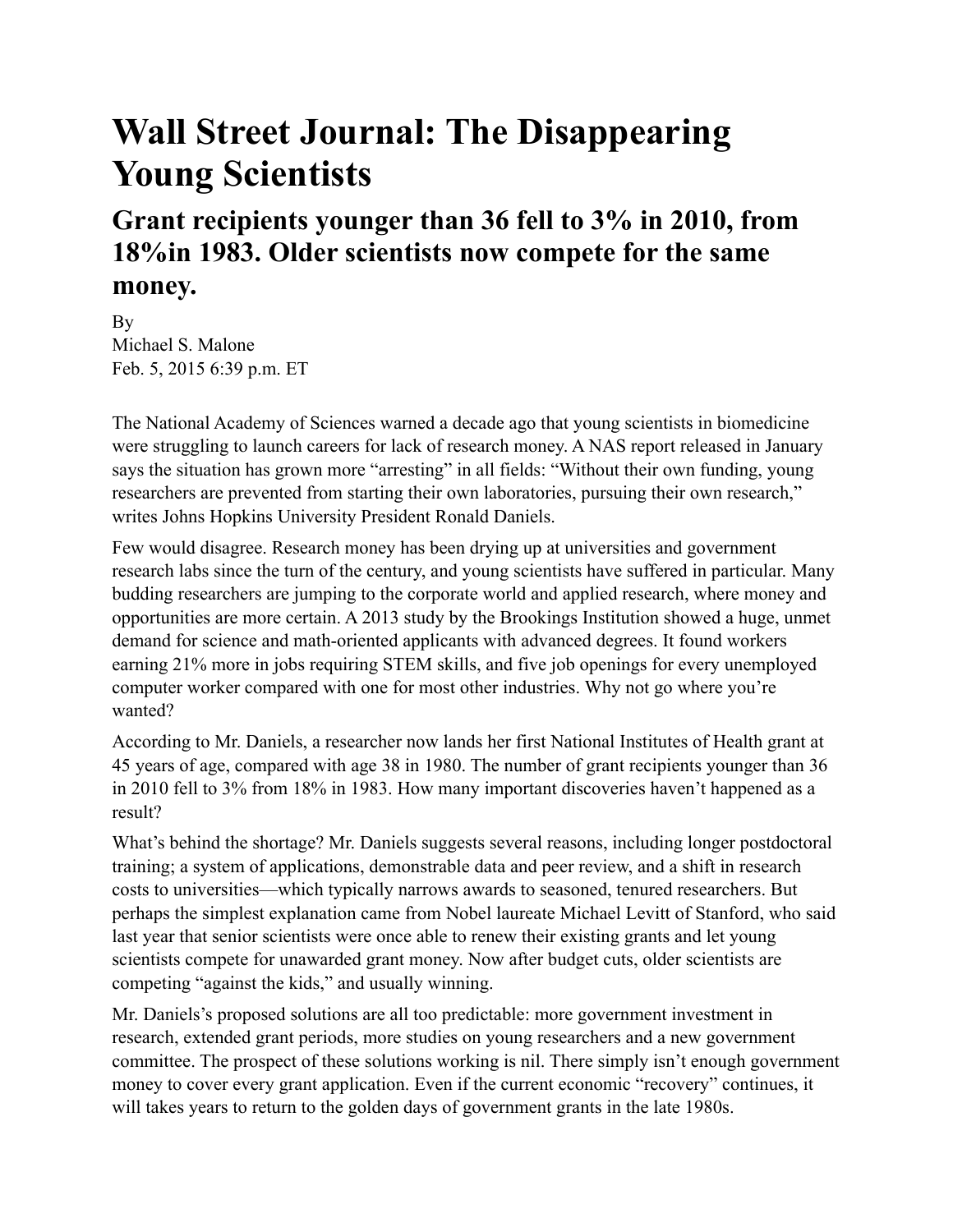# Wall Street Journal: The Disappearing Young Scientists

## Grant recipients younger than 36 fell to 3% in 2010, from 18%in 1983. Older scientists now compete for the same money.

By
Michael S. Malone
Feb. 5, 2015 6:39 p.m. ET

The National Academy of Sciences warned a decade ago that young scientists in biomedicine were struggling to launch careers for lack of research money. A NAS report released in January says the situation has grown more "arresting" in all fields: "Without their own funding, young researchers are prevented from starting their own laboratories, pursuing their own research," writes Johns Hopkins University President Ronald Daniels.

Few would disagree. Research money has been drying up at universities and government research labs since the turn of the century, and young scientists have suffered in particular. Many budding researchers are jumping to the corporate world and applied research, where money and opportunities are more certain. A 2013 study by the Brookings Institution showed a huge, unmet demand for science and math-oriented applicants with advanced degrees. It found workers earning 21% more in jobs requiring STEM skills, and five job openings for every unemployed computer worker compared with one for most other industries. Why not go where you're wanted?

According to Mr. Daniels, a researcher now lands her first National Institutes of Health grant at 45 years of age, compared with age 38 in 1980. The number of grant recipients younger than 36 in 2010 fell to 3% from 18% in 1983. How many important discoveries haven't happened as a result?

What's behind the shortage? Mr. Daniels suggests several reasons, including longer postdoctoral training; a system of applications, demonstrable data and peer review, and a shift in research costs to universities—which typically narrows awards to seasoned, tenured researchers. But perhaps the simplest explanation came from Nobel laureate Michael Levitt of Stanford, who said last year that senior scientists were once able to renew their existing grants and let young scientists compete for unawarded grant money. Now after budget cuts, older scientists are competing "against the kids," and usually winning.

Mr. Daniels's proposed solutions are all too predictable: more government investment in research, extended grant periods, more studies on young researchers and a new government committee. The prospect of these solutions working is nil. There simply isn't enough government money to cover every grant application. Even if the current economic "recovery" continues, it will takes years to return to the golden days of government grants in the late 1980s.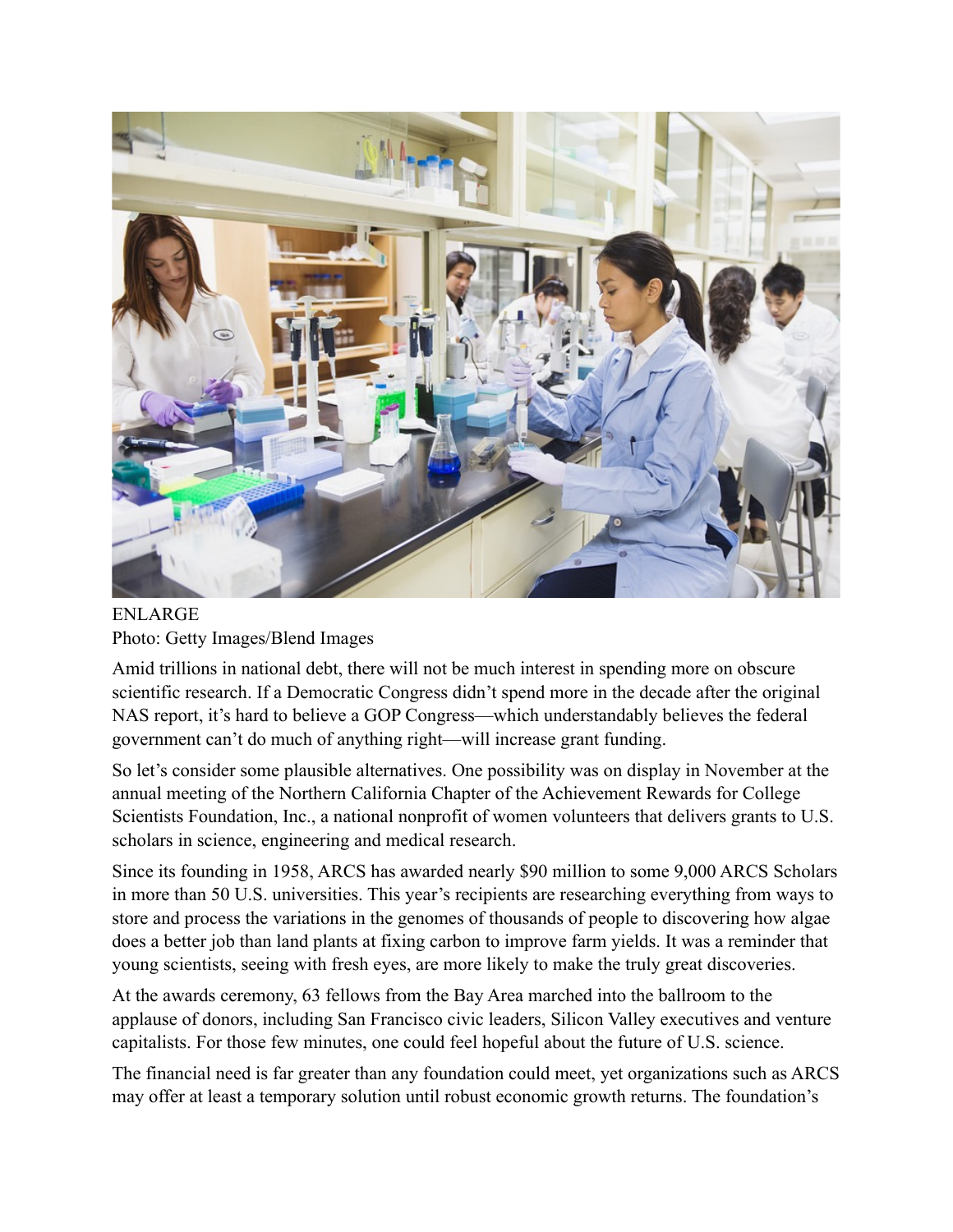ENLARGE
Photo: Getty Images/Blend Images

Amid trillions in national debt, there will not be much interest in spending more on obscure scientific research. If a Democratic Congress didn't spend more in the decade after the original NAS report, it's hard to believe a GOP Congress—which understandably believes the federal government can't do much of anything right—will increase grant funding.

So let's consider some plausible alternatives. One possibility was on display in November at the annual meeting of the Northern California Chapter of the Achievement Rewards for College Scientists Foundation, Inc., a national nonprofit of women volunteers that delivers grants to U.S. scholars in science, engineering and medical research.

Since its founding in 1958, ARCS has awarded nearly $90 million to some 9,000 ARCS Scholars in more than 50 U.S. universities. This year's recipients are researching everything from ways to store and process the variations in the genomes of thousands of people to discovering how algae does a better job than land plants at fixing carbon to improve farm yields. It was a reminder that young scientists, seeing with fresh eyes, are more likely to make the truly great discoveries.

At the awards ceremony, 63 fellows from the Bay Area marched into the ballroom to the applause of donors, including San Francisco civic leaders, Silicon Valley executives and venture capitalists. For those few minutes, one could feel hopeful about the future of U.S. science.

The financial need is far greater than any foundation could meet, yet organizations such as ARCS may offer at least a temporary solution until robust economic growth returns. The foundation's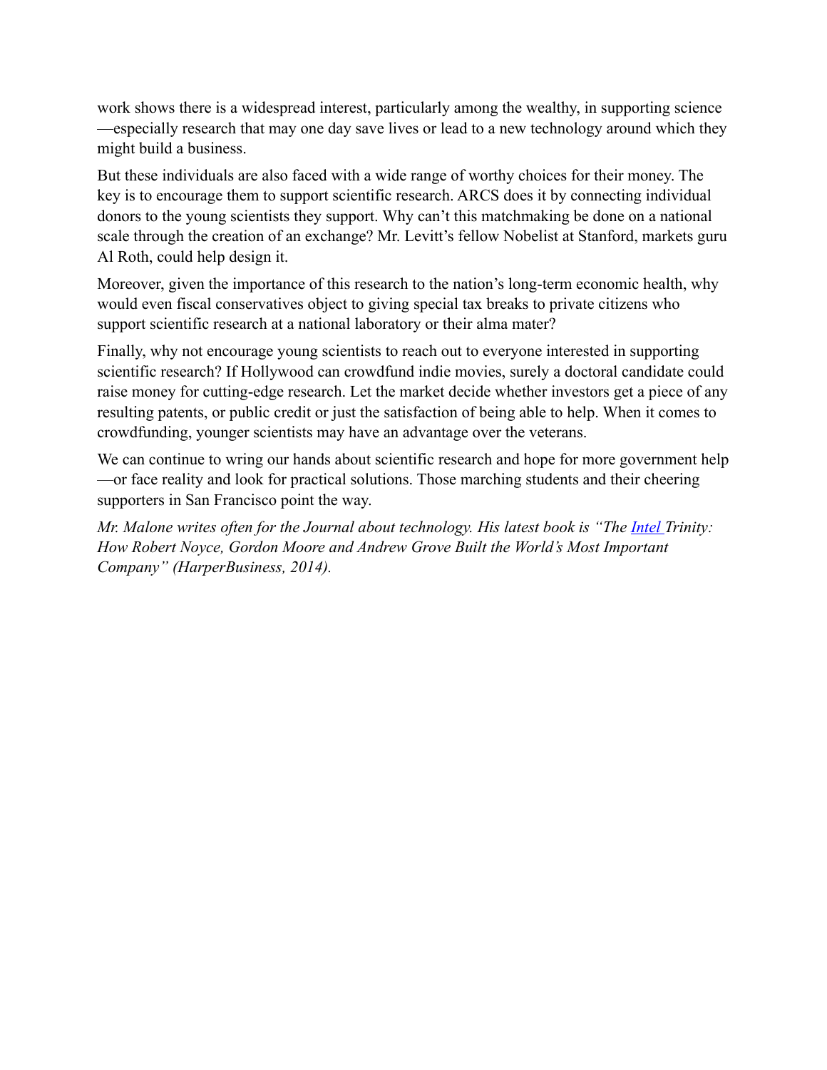work shows there is a widespread interest, particularly among the wealthy, in supporting science—especially research that may one day save lives or lead to a new technology around which they might build a business.

But these individuals are also faced with a wide range of worthy choices for their money. The key is to encourage them to support scientific research. ARCS does it by connecting individual donors to the young scientists they support. Why can't this matchmaking be done on a national scale through the creation of an exchange? Mr. Levitt's fellow Nobelist at Stanford, markets guru Al Roth, could help design it.

Moreover, given the importance of this research to the nation's long-term economic health, why would even fiscal conservatives object to giving special tax breaks to private citizens who support scientific research at a national laboratory or their alma mater?

Finally, why not encourage young scientists to reach out to everyone interested in supporting scientific research? If Hollywood can crowdfund indie movies, surely a doctoral candidate could raise money for cutting-edge research. Let the market decide whether investors get a piece of any resulting patents, or public credit or just the satisfaction of being able to help. When it comes to crowdfunding, younger scientists may have an advantage over the veterans.

We can continue to wring our hands about scientific research and hope for more government help—or face reality and look for practical solutions. Those marching students and their cheering supporters in San Francisco point the way.

*Mr. Malone writes often for the Journal about technology. His latest book is "The Intel Trinity: How Robert Noyce, Gordon Moore and Andrew Grove Built the World's Most Important Company" (HarperBusiness, 2014).*